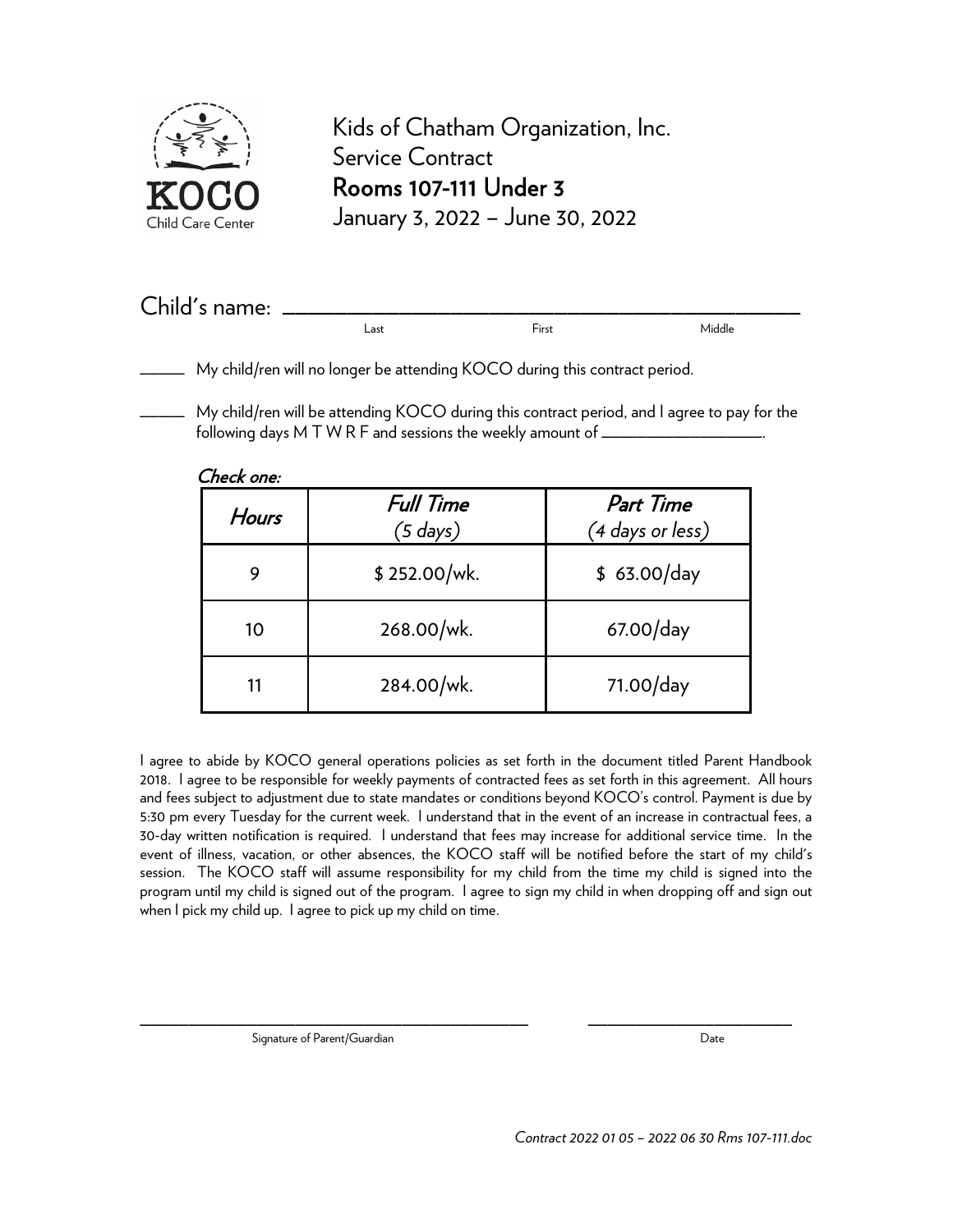Kids of Chatham Organization, Inc.
Service Contract
**Rooms 107-111 Under 3**
January 3, 2022 – June 30, 2022

Child's name: ______________________________________________
Last First Middle

_____ My child/ren will no longer be attending KOCO during this contract period.

_____ My child/ren will be attending KOCO during this contract period, and I agree to pay for the following days M T W R F and sessions the weekly amount of __________________.

*Check one:*

| *Hours* | *Full Time (5 days)* | *Part Time (4 days or less)* |
|---|---|---|
| 9 | $ 252.00/wk. | $ 63.00/day |
| 10 | 268.00/wk. | 67.00/day |
| 11 | 284.00/wk. | 71.00/day |

I agree to abide by KOCO general operations policies as set forth in the document titled Parent Handbook 2018. I agree to be responsible for weekly payments of contracted fees as set forth in this agreement. All hours and fees subject to adjustment due to state mandates or conditions beyond KOCO's control. Payment is due by 5:30 pm every Tuesday for the current week. I understand that in the event of an increase in contractual fees, a 30-day written notification is required. I understand that fees may increase for additional service time. In the event of illness, vacation, or other absences, the KOCO staff will be notified before the start of my child's session. The KOCO staff will assume responsibility for my child from the time my child is signed into the program until my child is signed out of the program. I agree to sign my child in when dropping off and sign out when I pick my child up. I agree to pick up my child on time.

______________________________________________ ________________________
Signature of Parent/Guardian Date

*Contract 2022 01 05 – 2022 06 30 Rms 107-111.doc*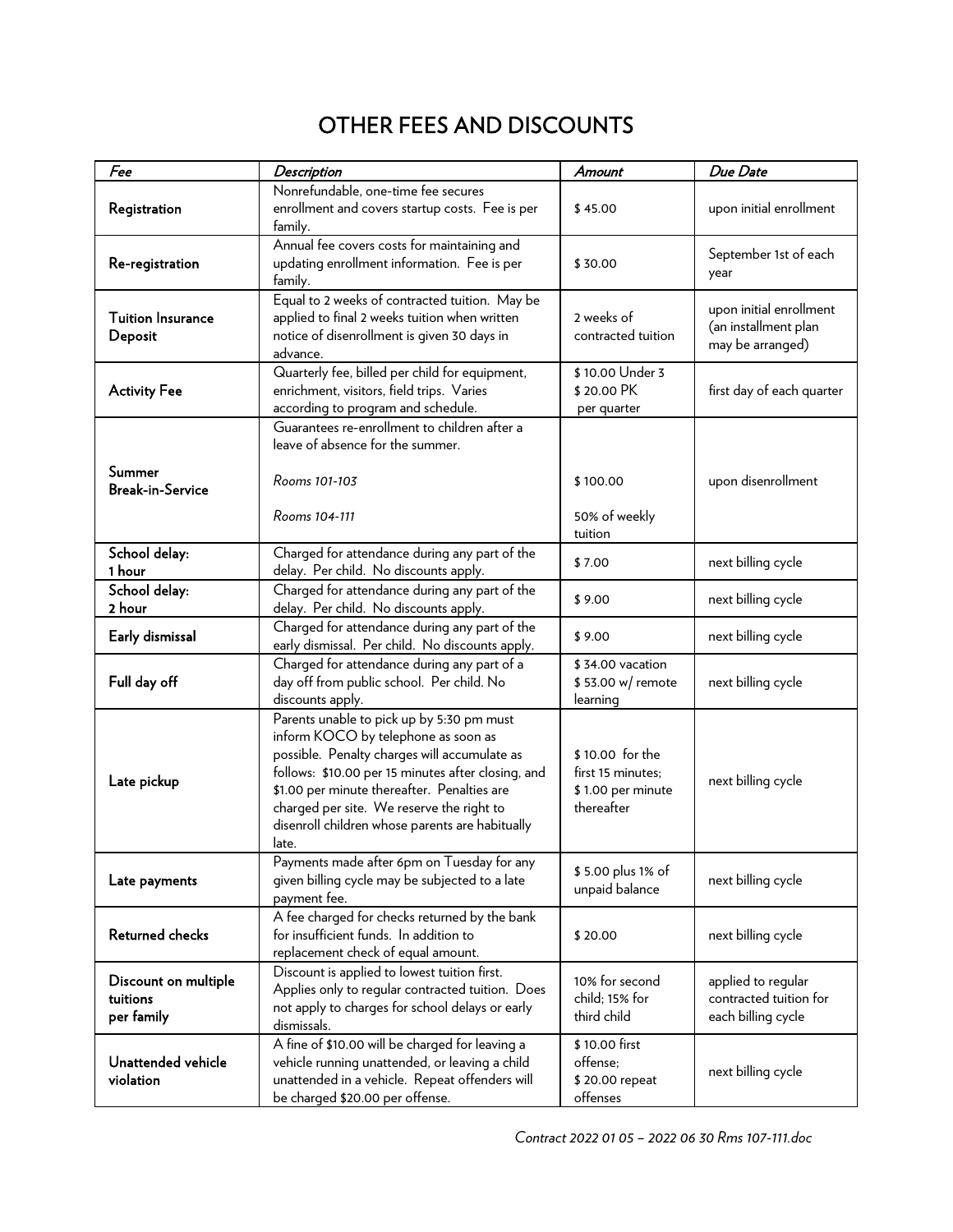# OTHER FEES AND DISCOUNTS

| *Fee* | *Description* | *Amount* | *Due Date* |
|---|---|---|---|
| **Registration** | Nonrefundable, one-time fee secures enrollment and covers startup costs. Fee is per family. | $ 45.00 | upon initial enrollment |
| **Re-registration** | Annual fee covers costs for maintaining and updating enrollment information. Fee is per family. | $ 30.00 | September 1st of each year |
| **Tuition Insurance Deposit** | Equal to 2 weeks of contracted tuition. May be applied to final 2 weeks tuition when written notice of disenrollment is given 30 days in advance. | 2 weeks of contracted tuition | upon initial enrollment (an installment plan may be arranged) |
| **Activity Fee** | Quarterly fee, billed per child for equipment, enrichment, visitors, field trips. Varies according to program and schedule. | $ 10.00 Under 3<br>$ 20.00 PK<br>per quarter | first day of each quarter |
| **Summer Break-in-Service** | Guarantees re-enrollment to children after a leave of absence for the summer.<br><br>*Rooms 101-103*<br><br>*Rooms 104-111* | <br><br>$ 100.00<br><br>50% of weekly tuition | upon disenrollment |
| **School delay: 1 hour** | Charged for attendance during any part of the delay. Per child. No discounts apply. | $ 7.00 | next billing cycle |
| **School delay: 2 hour** | Charged for attendance during any part of the delay. Per child. No discounts apply. | $ 9.00 | next billing cycle |
| **Early dismissal** | Charged for attendance during any part of the early dismissal. Per child. No discounts apply. | $ 9.00 | next billing cycle |
| **Full day off** | Charged for attendance during any part of a day off from public school. Per child. No discounts apply. | $ 34.00 vacation<br>$ 53.00 w/ remote learning | next billing cycle |
| **Late pickup** | Parents unable to pick up by 5:30 pm must inform KOCO by telephone as soon as possible. Penalty charges will accumulate as follows: $10.00 per 15 minutes after closing, and $1.00 per minute thereafter. Penalties are charged per site. We reserve the right to disenroll children whose parents are habitually late. | $ 10.00 for the first 15 minutes;<br>$ 1.00 per minute thereafter | next billing cycle |
| **Late payments** | Payments made after 6pm on Tuesday for any given billing cycle may be subjected to a late payment fee. | $ 5.00 plus 1% of unpaid balance | next billing cycle |
| **Returned checks** | A fee charged for checks returned by the bank for insufficient funds. In addition to replacement check of equal amount. | $ 20.00 | next billing cycle |
| **Discount on multiple tuitions per family** | Discount is applied to lowest tuition first. Applies only to regular contracted tuition. Does not apply to charges for school delays or early dismissals. | 10% for second child; 15% for third child | applied to regular contracted tuition for each billing cycle |
| **Unattended vehicle violation** | A fine of $10.00 will be charged for leaving a vehicle running unattended, or leaving a child unattended in a vehicle. Repeat offenders will be charged $20.00 per offense. | $ 10.00 first offense;<br>$ 20.00 repeat offenses | next billing cycle |

*Contract 2022 01 05 – 2022 06 30 Rms 107-111.doc*